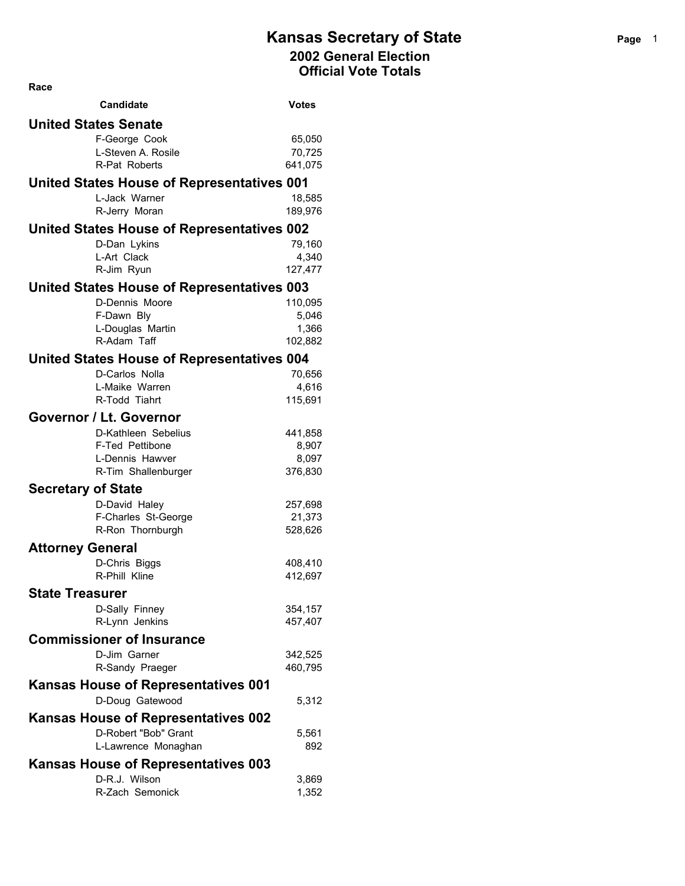# Kansas Secretary of State

## 2002 General Election
## Official Vote Totals

**Race**

| Candidate | Votes |
|---|---|
| **United States Senate** | |
| F-George Cook | 65,050 |
| L-Steven A. Rosile | 70,725 |
| R-Pat Roberts | 641,075 |
| **United States House of Representatives 001** | |
| L-Jack Warner | 18,585 |
| R-Jerry Moran | 189,976 |
| **United States House of Representatives 002** | |
| D-Dan Lykins | 79,160 |
| L-Art Clack | 4,340 |
| R-Jim Ryun | 127,477 |
| **United States House of Representatives 003** | |
| D-Dennis Moore | 110,095 |
| F-Dawn Bly | 5,046 |
| L-Douglas Martin | 1,366 |
| R-Adam Taff | 102,882 |
| **United States House of Representatives 004** | |
| D-Carlos Nolla | 70,656 |
| L-Maike Warren | 4,616 |
| R-Todd Tiahrt | 115,691 |
| **Governor / Lt. Governor** | |
| D-Kathleen Sebelius | 441,858 |
| F-Ted Pettibone | 8,907 |
| L-Dennis Hawver | 8,097 |
| R-Tim Shallenburger | 376,830 |
| **Secretary of State** | |
| D-David Haley | 257,698 |
| F-Charles St-George | 21,373 |
| R-Ron Thornburgh | 528,626 |
| **Attorney General** | |
| D-Chris Biggs | 408,410 |
| R-Phill Kline | 412,697 |
| **State Treasurer** | |
| D-Sally Finney | 354,157 |
| R-Lynn Jenkins | 457,407 |
| **Commissioner of Insurance** | |
| D-Jim Garner | 342,525 |
| R-Sandy Praeger | 460,795 |
| **Kansas House of Representatives 001** | |
| D-Doug Gatewood | 5,312 |
| **Kansas House of Representatives 002** | |
| D-Robert "Bob" Grant | 5,561 |
| L-Lawrence Monaghan | 892 |
| **Kansas House of Representatives 003** | |
| D-R.J. Wilson | 3,869 |
| R-Zach Semonick | 1,352 |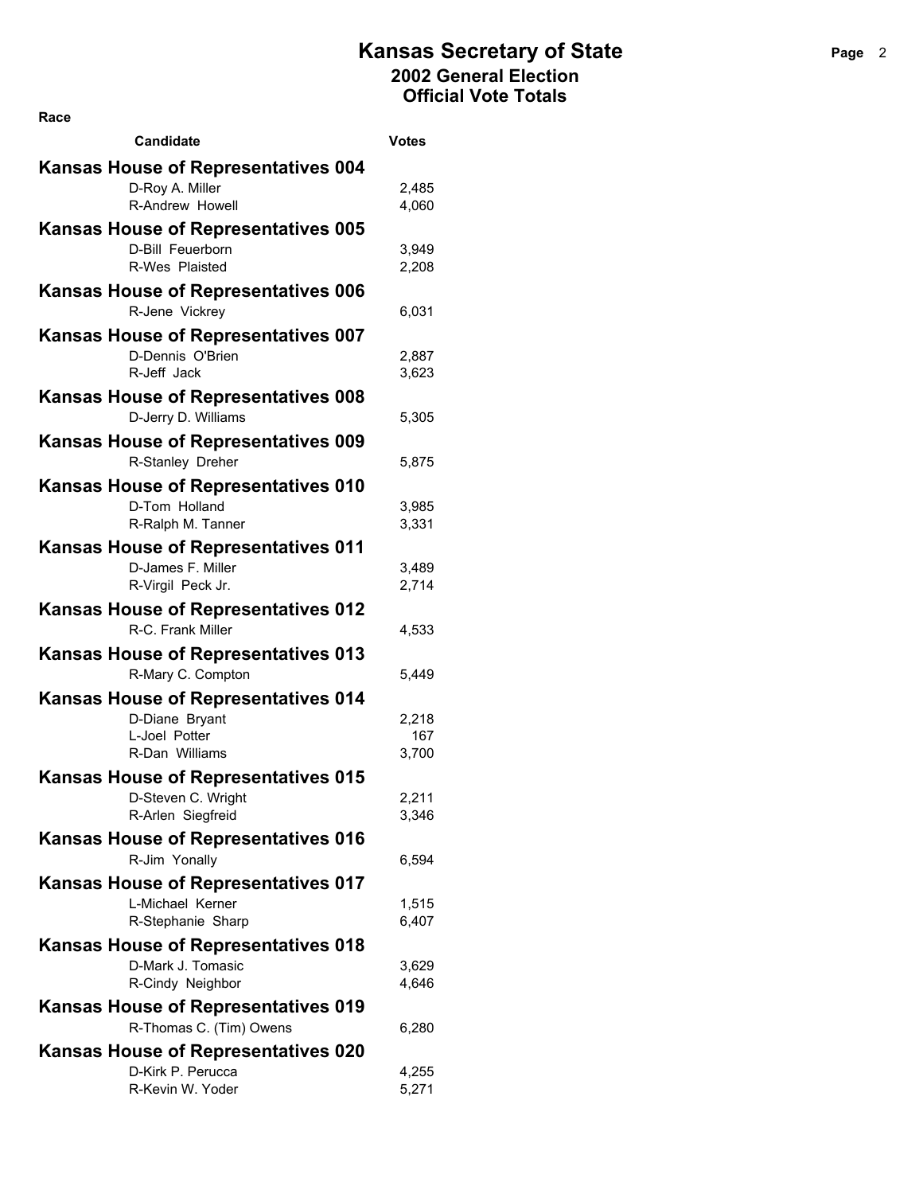# Kansas Secretary of State
## 2002 General Election
## Official Vote Totals

| Race / Candidate | Votes |
|---|---|
| **Kansas House of Representatives 004** | |
| D-Roy A. Miller | 2,485 |
| R-Andrew Howell | 4,060 |
| **Kansas House of Representatives 005** | |
| D-Bill Feuerborn | 3,949 |
| R-Wes Plaisted | 2,208 |
| **Kansas House of Representatives 006** | |
| R-Jene Vickrey | 6,031 |
| **Kansas House of Representatives 007** | |
| D-Dennis O'Brien | 2,887 |
| R-Jeff Jack | 3,623 |
| **Kansas House of Representatives 008** | |
| D-Jerry D. Williams | 5,305 |
| **Kansas House of Representatives 009** | |
| R-Stanley Dreher | 5,875 |
| **Kansas House of Representatives 010** | |
| D-Tom Holland | 3,985 |
| R-Ralph M. Tanner | 3,331 |
| **Kansas House of Representatives 011** | |
| D-James F. Miller | 3,489 |
| R-Virgil Peck Jr. | 2,714 |
| **Kansas House of Representatives 012** | |
| R-C. Frank Miller | 4,533 |
| **Kansas House of Representatives 013** | |
| R-Mary C. Compton | 5,449 |
| **Kansas House of Representatives 014** | |
| D-Diane Bryant | 2,218 |
| L-Joel Potter | 167 |
| R-Dan Williams | 3,700 |
| **Kansas House of Representatives 015** | |
| D-Steven C. Wright | 2,211 |
| R-Arlen Siegfreid | 3,346 |
| **Kansas House of Representatives 016** | |
| R-Jim Yonally | 6,594 |
| **Kansas House of Representatives 017** | |
| L-Michael Kerner | 1,515 |
| R-Stephanie Sharp | 6,407 |
| **Kansas House of Representatives 018** | |
| D-Mark J. Tomasic | 3,629 |
| R-Cindy Neighbor | 4,646 |
| **Kansas House of Representatives 019** | |
| R-Thomas C. (Tim) Owens | 6,280 |
| **Kansas House of Representatives 020** | |
| D-Kirk P. Perucca | 4,255 |
| R-Kevin W. Yoder | 5,271 |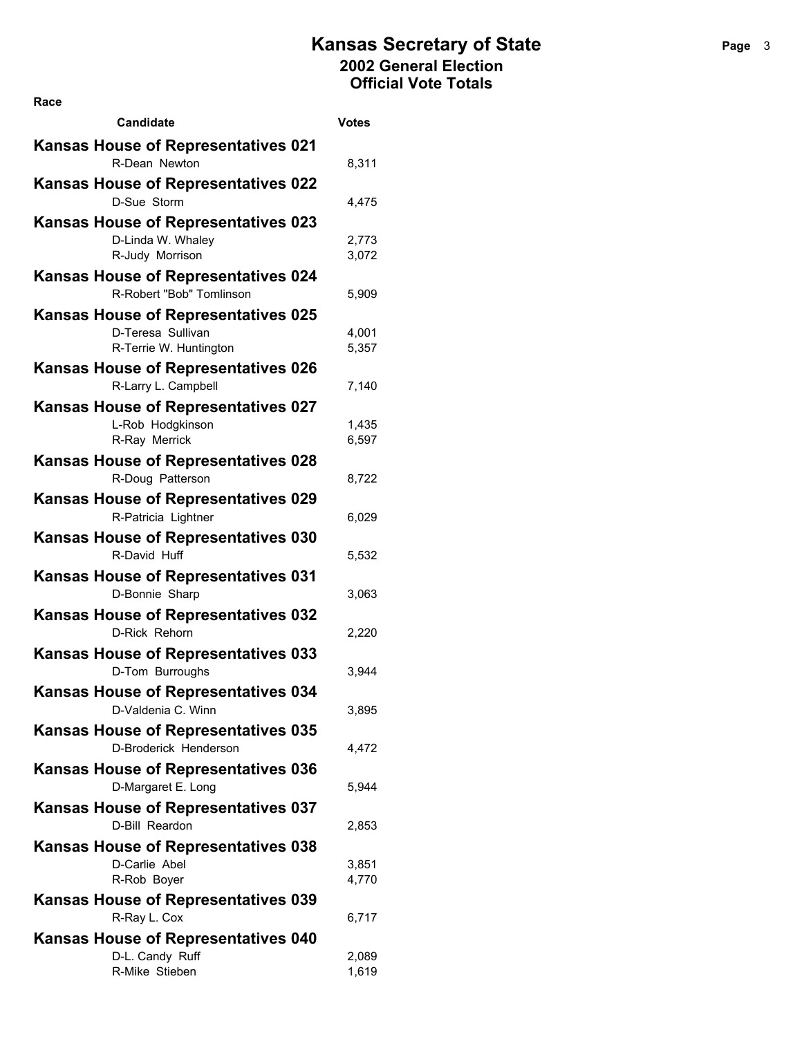# Kansas Secretary of State

## 2002 General Election

## Official Vote Totals

**Race**

| Candidate | Votes |
|---|---|
| **Kansas House of Representatives 021** | |
| R-Dean Newton | 8,311 |
| **Kansas House of Representatives 022** | |
| D-Sue Storm | 4,475 |
| **Kansas House of Representatives 023** | |
| D-Linda W. Whaley | 2,773 |
| R-Judy Morrison | 3,072 |
| **Kansas House of Representatives 024** | |
| R-Robert "Bob" Tomlinson | 5,909 |
| **Kansas House of Representatives 025** | |
| D-Teresa Sullivan | 4,001 |
| R-Terrie W. Huntington | 5,357 |
| **Kansas House of Representatives 026** | |
| R-Larry L. Campbell | 7,140 |
| **Kansas House of Representatives 027** | |
| L-Rob Hodgkinson | 1,435 |
| R-Ray Merrick | 6,597 |
| **Kansas House of Representatives 028** | |
| R-Doug Patterson | 8,722 |
| **Kansas House of Representatives 029** | |
| R-Patricia Lightner | 6,029 |
| **Kansas House of Representatives 030** | |
| R-David Huff | 5,532 |
| **Kansas House of Representatives 031** | |
| D-Bonnie Sharp | 3,063 |
| **Kansas House of Representatives 032** | |
| D-Rick Rehorn | 2,220 |
| **Kansas House of Representatives 033** | |
| D-Tom Burroughs | 3,944 |
| **Kansas House of Representatives 034** | |
| D-Valdenia C. Winn | 3,895 |
| **Kansas House of Representatives 035** | |
| D-Broderick Henderson | 4,472 |
| **Kansas House of Representatives 036** | |
| D-Margaret E. Long | 5,944 |
| **Kansas House of Representatives 037** | |
| D-Bill Reardon | 2,853 |
| **Kansas House of Representatives 038** | |
| D-Carlie Abel | 3,851 |
| R-Rob Boyer | 4,770 |
| **Kansas House of Representatives 039** | |
| R-Ray L. Cox | 6,717 |
| **Kansas House of Representatives 040** | |
| D-L. Candy Ruff | 2,089 |
| R-Mike Stieben | 1,619 |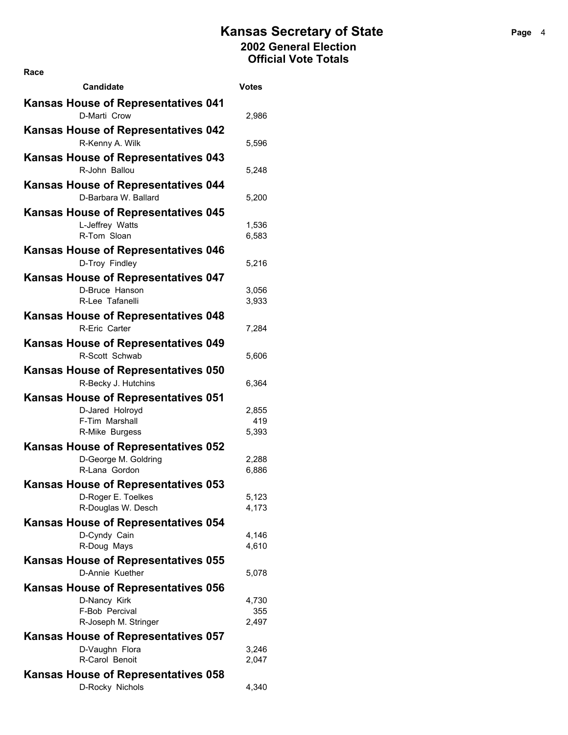# Kansas Secretary of State

## 2002 General Election

## Official Vote Totals

**Race**

| Candidate | Votes |
|---|---|
| **Kansas House of Representatives 041** | |
| D-Marti Crow | 2,986 |
| **Kansas House of Representatives 042** | |
| R-Kenny A. Wilk | 5,596 |
| **Kansas House of Representatives 043** | |
| R-John Ballou | 5,248 |
| **Kansas House of Representatives 044** | |
| D-Barbara W. Ballard | 5,200 |
| **Kansas House of Representatives 045** | |
| L-Jeffrey Watts | 1,536 |
| R-Tom Sloan | 6,583 |
| **Kansas House of Representatives 046** | |
| D-Troy Findley | 5,216 |
| **Kansas House of Representatives 047** | |
| D-Bruce Hanson | 3,056 |
| R-Lee Tafanelli | 3,933 |
| **Kansas House of Representatives 048** | |
| R-Eric Carter | 7,284 |
| **Kansas House of Representatives 049** | |
| R-Scott Schwab | 5,606 |
| **Kansas House of Representatives 050** | |
| R-Becky J. Hutchins | 6,364 |
| **Kansas House of Representatives 051** | |
| D-Jared Holroyd | 2,855 |
| F-Tim Marshall | 419 |
| R-Mike Burgess | 5,393 |
| **Kansas House of Representatives 052** | |
| D-George M. Goldring | 2,288 |
| R-Lana Gordon | 6,886 |
| **Kansas House of Representatives 053** | |
| D-Roger E. Toelkes | 5,123 |
| R-Douglas W. Desch | 4,173 |
| **Kansas House of Representatives 054** | |
| D-Cyndy Cain | 4,146 |
| R-Doug Mays | 4,610 |
| **Kansas House of Representatives 055** | |
| D-Annie Kuether | 5,078 |
| **Kansas House of Representatives 056** | |
| D-Nancy Kirk | 4,730 |
| F-Bob Percival | 355 |
| R-Joseph M. Stringer | 2,497 |
| **Kansas House of Representatives 057** | |
| D-Vaughn Flora | 3,246 |
| R-Carol Benoit | 2,047 |
| **Kansas House of Representatives 058** | |
| D-Rocky Nichols | 4,340 |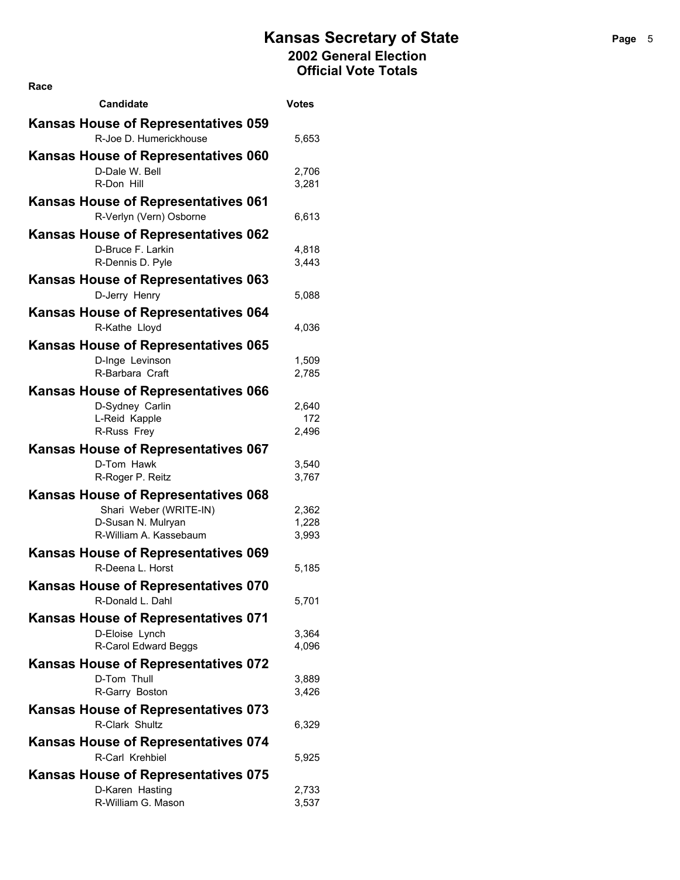# Kansas Secretary of State
## 2002 General Election
## Official Vote Totals

**Race**

| Candidate | Votes |
|---|---|
| **Kansas House of Representatives 059** | |
| R-Joe D. Humerickhouse | 5,653 |
| **Kansas House of Representatives 060** | |
| D-Dale W. Bell | 2,706 |
| R-Don Hill | 3,281 |
| **Kansas House of Representatives 061** | |
| R-Verlyn (Vern) Osborne | 6,613 |
| **Kansas House of Representatives 062** | |
| D-Bruce F. Larkin | 4,818 |
| R-Dennis D. Pyle | 3,443 |
| **Kansas House of Representatives 063** | |
| D-Jerry Henry | 5,088 |
| **Kansas House of Representatives 064** | |
| R-Kathe Lloyd | 4,036 |
| **Kansas House of Representatives 065** | |
| D-Inge Levinson | 1,509 |
| R-Barbara Craft | 2,785 |
| **Kansas House of Representatives 066** | |
| D-Sydney Carlin | 2,640 |
| L-Reid Kapple | 172 |
| R-Russ Frey | 2,496 |
| **Kansas House of Representatives 067** | |
| D-Tom Hawk | 3,540 |
| R-Roger P. Reitz | 3,767 |
| **Kansas House of Representatives 068** | |
| Shari Weber (WRITE-IN) | 2,362 |
| D-Susan N. Mulryan | 1,228 |
| R-William A. Kassebaum | 3,993 |
| **Kansas House of Representatives 069** | |
| R-Deena L. Horst | 5,185 |
| **Kansas House of Representatives 070** | |
| R-Donald L. Dahl | 5,701 |
| **Kansas House of Representatives 071** | |
| D-Eloise Lynch | 3,364 |
| R-Carol Edward Beggs | 4,096 |
| **Kansas House of Representatives 072** | |
| D-Tom Thull | 3,889 |
| R-Garry Boston | 3,426 |
| **Kansas House of Representatives 073** | |
| R-Clark Shultz | 6,329 |
| **Kansas House of Representatives 074** | |
| R-Carl Krehbiel | 5,925 |
| **Kansas House of Representatives 075** | |
| D-Karen Hasting | 2,733 |
| R-William G. Mason | 3,537 |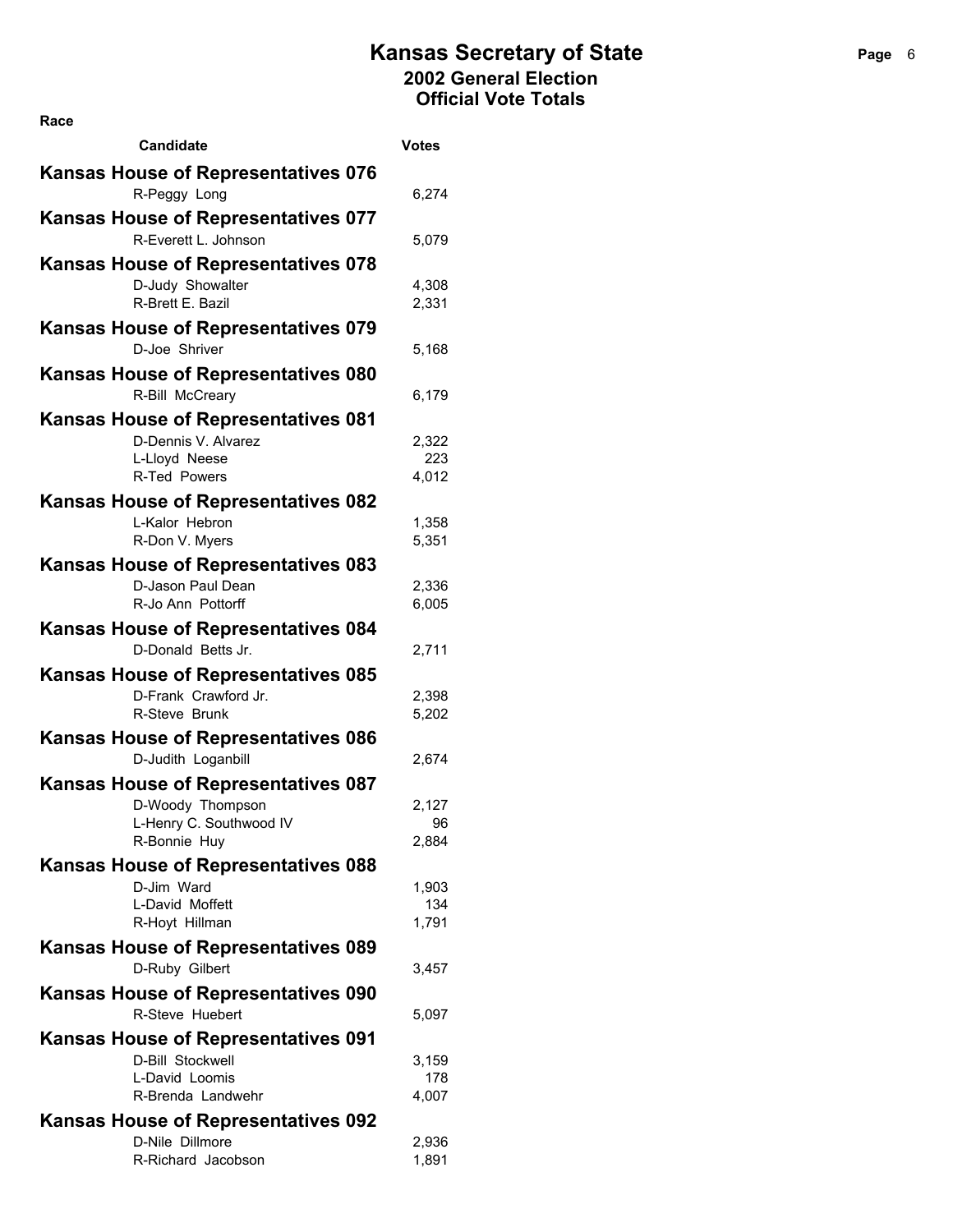Race

| Candidate | Votes |
| --- | --- |
| **Kansas House of Representatives 076** | |
| R-Peggy Long | 6,274 |
| **Kansas House of Representatives 077** | |
| R-Everett L. Johnson | 5,079 |
| **Kansas House of Representatives 078** | |
| D-Judy Showalter | 4,308 |
| R-Brett E. Bazil | 2,331 |
| **Kansas House of Representatives 079** | |
| D-Joe Shriver | 5,168 |
| **Kansas House of Representatives 080** | |
| R-Bill McCreary | 6,179 |
| **Kansas House of Representatives 081** | |
| D-Dennis V. Alvarez | 2,322 |
| L-Lloyd Neese | 223 |
| R-Ted Powers | 4,012 |
| **Kansas House of Representatives 082** | |
| L-Kalor Hebron | 1,358 |
| R-Don V. Myers | 5,351 |
| **Kansas House of Representatives 083** | |
| D-Jason Paul Dean | 2,336 |
| R-Jo Ann Pottorff | 6,005 |
| **Kansas House of Representatives 084** | |
| D-Donald Betts Jr. | 2,711 |
| **Kansas House of Representatives 085** | |
| D-Frank Crawford Jr. | 2,398 |
| R-Steve Brunk | 5,202 |
| **Kansas House of Representatives 086** | |
| D-Judith Loganbill | 2,674 |
| **Kansas House of Representatives 087** | |
| D-Woody Thompson | 2,127 |
| L-Henry C. Southwood IV | 96 |
| R-Bonnie Huy | 2,884 |
| **Kansas House of Representatives 088** | |
| D-Jim Ward | 1,903 |
| L-David Moffett | 134 |
| R-Hoyt Hillman | 1,791 |
| **Kansas House of Representatives 089** | |
| D-Ruby Gilbert | 3,457 |
| **Kansas House of Representatives 090** | |
| R-Steve Huebert | 5,097 |
| **Kansas House of Representatives 091** | |
| D-Bill Stockwell | 3,159 |
| L-David Loomis | 178 |
| R-Brenda Landwehr | 4,007 |
| **Kansas House of Representatives 092** | |
| D-Nile Dillmore | 2,936 |
| R-Richard Jacobson | 1,891 |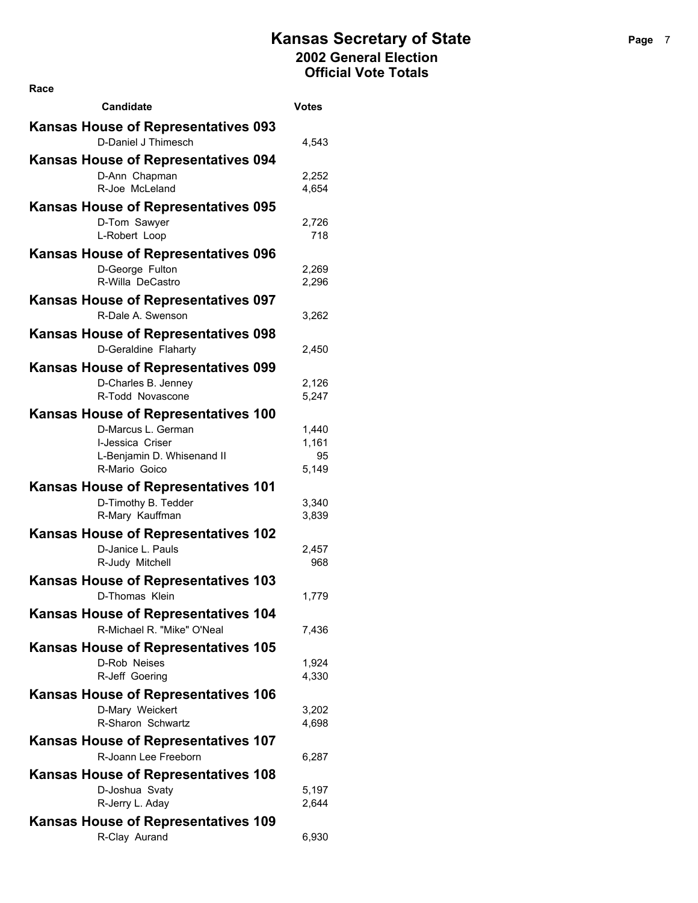# Kansas Secretary of State
## 2002 General Election
## Official Vote Totals

**Race**

| Candidate | Votes |
|---|---|
| **Kansas House of Representatives 093** | |
| D-Daniel J Thimesch | 4,543 |
| **Kansas House of Representatives 094** | |
| D-Ann Chapman | 2,252 |
| R-Joe McLeland | 4,654 |
| **Kansas House of Representatives 095** | |
| D-Tom Sawyer | 2,726 |
| L-Robert Loop | 718 |
| **Kansas House of Representatives 096** | |
| D-George Fulton | 2,269 |
| R-Willa DeCastro | 2,296 |
| **Kansas House of Representatives 097** | |
| R-Dale A. Swenson | 3,262 |
| **Kansas House of Representatives 098** | |
| D-Geraldine Flaharty | 2,450 |
| **Kansas House of Representatives 099** | |
| D-Charles B. Jenney | 2,126 |
| R-Todd Novascone | 5,247 |
| **Kansas House of Representatives 100** | |
| D-Marcus L. German | 1,440 |
| I-Jessica Criser | 1,161 |
| L-Benjamin D. Whisenand II | 95 |
| R-Mario Goico | 5,149 |
| **Kansas House of Representatives 101** | |
| D-Timothy B. Tedder | 3,340 |
| R-Mary Kauffman | 3,839 |
| **Kansas House of Representatives 102** | |
| D-Janice L. Pauls | 2,457 |
| R-Judy Mitchell | 968 |
| **Kansas House of Representatives 103** | |
| D-Thomas Klein | 1,779 |
| **Kansas House of Representatives 104** | |
| R-Michael R. "Mike" O'Neal | 7,436 |
| **Kansas House of Representatives 105** | |
| D-Rob Neises | 1,924 |
| R-Jeff Goering | 4,330 |
| **Kansas House of Representatives 106** | |
| D-Mary Weickert | 3,202 |
| R-Sharon Schwartz | 4,698 |
| **Kansas House of Representatives 107** | |
| R-Joann Lee Freeborn | 6,287 |
| **Kansas House of Representatives 108** | |
| D-Joshua Svaty | 5,197 |
| R-Jerry L. Aday | 2,644 |
| **Kansas House of Representatives 109** | |
| R-Clay Aurand | 6,930 |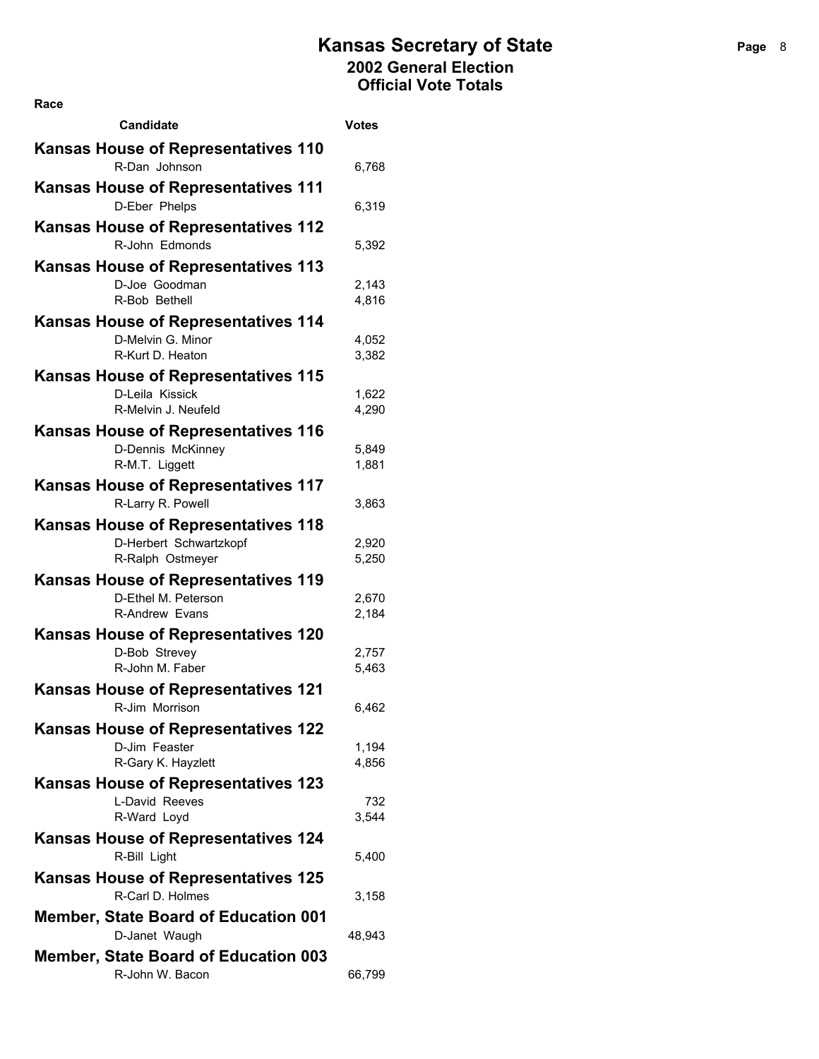# Kansas Secretary of State
## 2002 General Election
## Official Vote Totals

| Race / Candidate | Votes |
|---|---|
| **Kansas House of Representatives 110** | |
| R-Dan Johnson | 6,768 |
| **Kansas House of Representatives 111** | |
| D-Eber Phelps | 6,319 |
| **Kansas House of Representatives 112** | |
| R-John Edmonds | 5,392 |
| **Kansas House of Representatives 113** | |
| D-Joe Goodman | 2,143 |
| R-Bob Bethell | 4,816 |
| **Kansas House of Representatives 114** | |
| D-Melvin G. Minor | 4,052 |
| R-Kurt D. Heaton | 3,382 |
| **Kansas House of Representatives 115** | |
| D-Leila Kissick | 1,622 |
| R-Melvin J. Neufeld | 4,290 |
| **Kansas House of Representatives 116** | |
| D-Dennis McKinney | 5,849 |
| R-M.T. Liggett | 1,881 |
| **Kansas House of Representatives 117** | |
| R-Larry R. Powell | 3,863 |
| **Kansas House of Representatives 118** | |
| D-Herbert Schwartzkopf | 2,920 |
| R-Ralph Ostmeyer | 5,250 |
| **Kansas House of Representatives 119** | |
| D-Ethel M. Peterson | 2,670 |
| R-Andrew Evans | 2,184 |
| **Kansas House of Representatives 120** | |
| D-Bob Strevey | 2,757 |
| R-John M. Faber | 5,463 |
| **Kansas House of Representatives 121** | |
| R-Jim Morrison | 6,462 |
| **Kansas House of Representatives 122** | |
| D-Jim Feaster | 1,194 |
| R-Gary K. Hayzlett | 4,856 |
| **Kansas House of Representatives 123** | |
| L-David Reeves | 732 |
| R-Ward Loyd | 3,544 |
| **Kansas House of Representatives 124** | |
| R-Bill Light | 5,400 |
| **Kansas House of Representatives 125** | |
| R-Carl D. Holmes | 3,158 |
| **Member, State Board of Education 001** | |
| D-Janet Waugh | 48,943 |
| **Member, State Board of Education 003** | |
| R-John W. Bacon | 66,799 |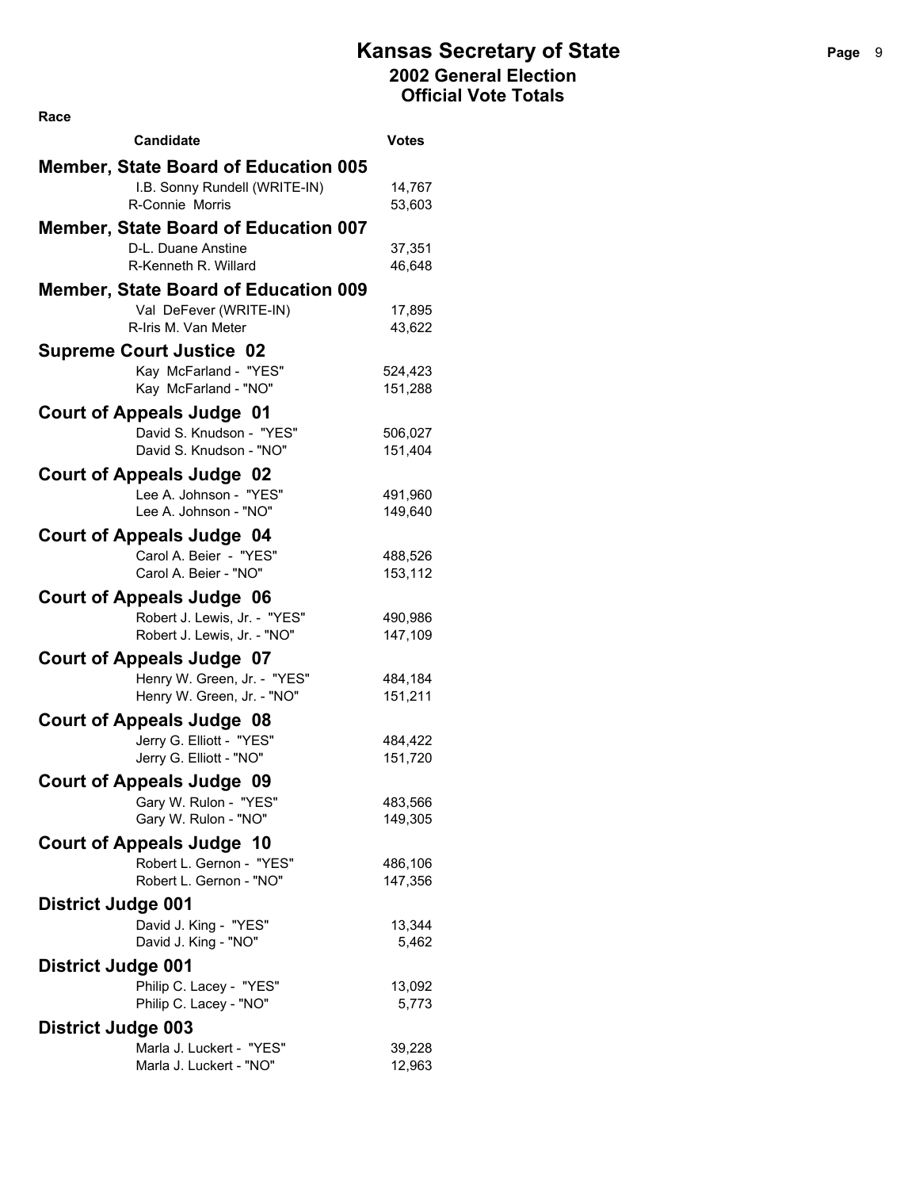# Kansas Secretary of State

## 2002 General Election
## Official Vote Totals

| Race / Candidate | Votes |
|---|---|
| **Member, State Board of Education 005** | |
| I.B. Sonny Rundell (WRITE-IN) | 14,767 |
| R-Connie Morris | 53,603 |
| **Member, State Board of Education 007** | |
| D-L. Duane Anstine | 37,351 |
| R-Kenneth R. Willard | 46,648 |
| **Member, State Board of Education 009** | |
| Val DeFever (WRITE-IN) | 17,895 |
| R-Iris M. Van Meter | 43,622 |
| **Supreme Court Justice 02** | |
| Kay McFarland - "YES" | 524,423 |
| Kay McFarland - "NO" | 151,288 |
| **Court of Appeals Judge 01** | |
| David S. Knudson - "YES" | 506,027 |
| David S. Knudson - "NO" | 151,404 |
| **Court of Appeals Judge 02** | |
| Lee A. Johnson - "YES" | 491,960 |
| Lee A. Johnson - "NO" | 149,640 |
| **Court of Appeals Judge 04** | |
| Carol A. Beier - "YES" | 488,526 |
| Carol A. Beier - "NO" | 153,112 |
| **Court of Appeals Judge 06** | |
| Robert J. Lewis, Jr. - "YES" | 490,986 |
| Robert J. Lewis, Jr. - "NO" | 147,109 |
| **Court of Appeals Judge 07** | |
| Henry W. Green, Jr. - "YES" | 484,184 |
| Henry W. Green, Jr. - "NO" | 151,211 |
| **Court of Appeals Judge 08** | |
| Jerry G. Elliott - "YES" | 484,422 |
| Jerry G. Elliott - "NO" | 151,720 |
| **Court of Appeals Judge 09** | |
| Gary W. Rulon - "YES" | 483,566 |
| Gary W. Rulon - "NO" | 149,305 |
| **Court of Appeals Judge 10** | |
| Robert L. Gernon - "YES" | 486,106 |
| Robert L. Gernon - "NO" | 147,356 |
| **District Judge 001** | |
| David J. King - "YES" | 13,344 |
| David J. King - "NO" | 5,462 |
| **District Judge 001** | |
| Philip C. Lacey - "YES" | 13,092 |
| Philip C. Lacey - "NO" | 5,773 |
| **District Judge 003** | |
| Marla J. Luckert - "YES" | 39,228 |
| Marla J. Luckert - "NO" | 12,963 |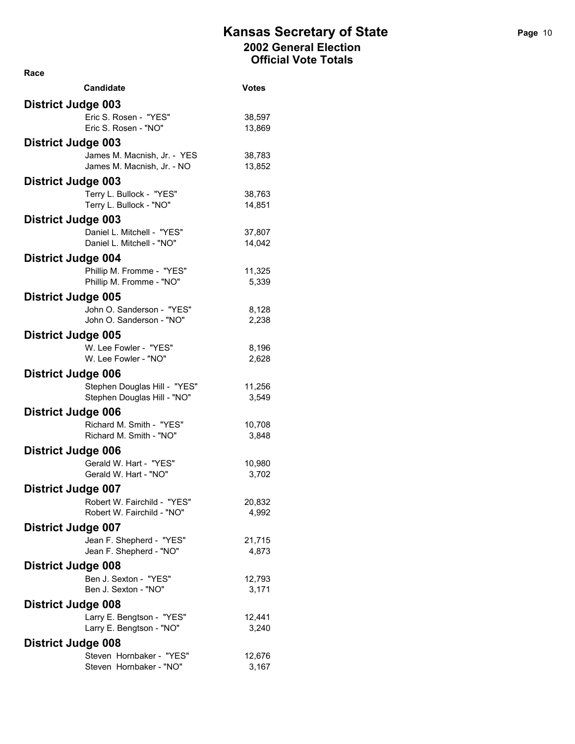| Race | |
|---|---|
| Candidate | Votes |
| **District Judge 003** | |
| Eric S. Rosen - "YES" | 38,597 |
| Eric S. Rosen - "NO" | 13,869 |
| **District Judge 003** | |
| James M. Macnish, Jr. - YES | 38,783 |
| James M. Macnish, Jr. - NO | 13,852 |
| **District Judge 003** | |
| Terry L. Bullock - "YES" | 38,763 |
| Terry L. Bullock - "NO" | 14,851 |
| **District Judge 003** | |
| Daniel L. Mitchell - "YES" | 37,807 |
| Daniel L. Mitchell - "NO" | 14,042 |
| **District Judge 004** | |
| Phillip M. Fromme - "YES" | 11,325 |
| Phillip M. Fromme - "NO" | 5,339 |
| **District Judge 005** | |
| John O. Sanderson - "YES" | 8,128 |
| John O. Sanderson - "NO" | 2,238 |
| **District Judge 005** | |
| W. Lee Fowler - "YES" | 8,196 |
| W. Lee Fowler - "NO" | 2,628 |
| **District Judge 006** | |
| Stephen Douglas Hill - "YES" | 11,256 |
| Stephen Douglas Hill - "NO" | 3,549 |
| **District Judge 006** | |
| Richard M. Smith - "YES" | 10,708 |
| Richard M. Smith - "NO" | 3,848 |
| **District Judge 006** | |
| Gerald W. Hart - "YES" | 10,980 |
| Gerald W. Hart - "NO" | 3,702 |
| **District Judge 007** | |
| Robert W. Fairchild - "YES" | 20,832 |
| Robert W. Fairchild - "NO" | 4,992 |
| **District Judge 007** | |
| Jean F. Shepherd - "YES" | 21,715 |
| Jean F. Shepherd - "NO" | 4,873 |
| **District Judge 008** | |
| Ben J. Sexton - "YES" | 12,793 |
| Ben J. Sexton - "NO" | 3,171 |
| **District Judge 008** | |
| Larry E. Bengtson - "YES" | 12,441 |
| Larry E. Bengtson - "NO" | 3,240 |
| **District Judge 008** | |
| Steven Hornbaker - "YES" | 12,676 |
| Steven Hornbaker - "NO" | 3,167 |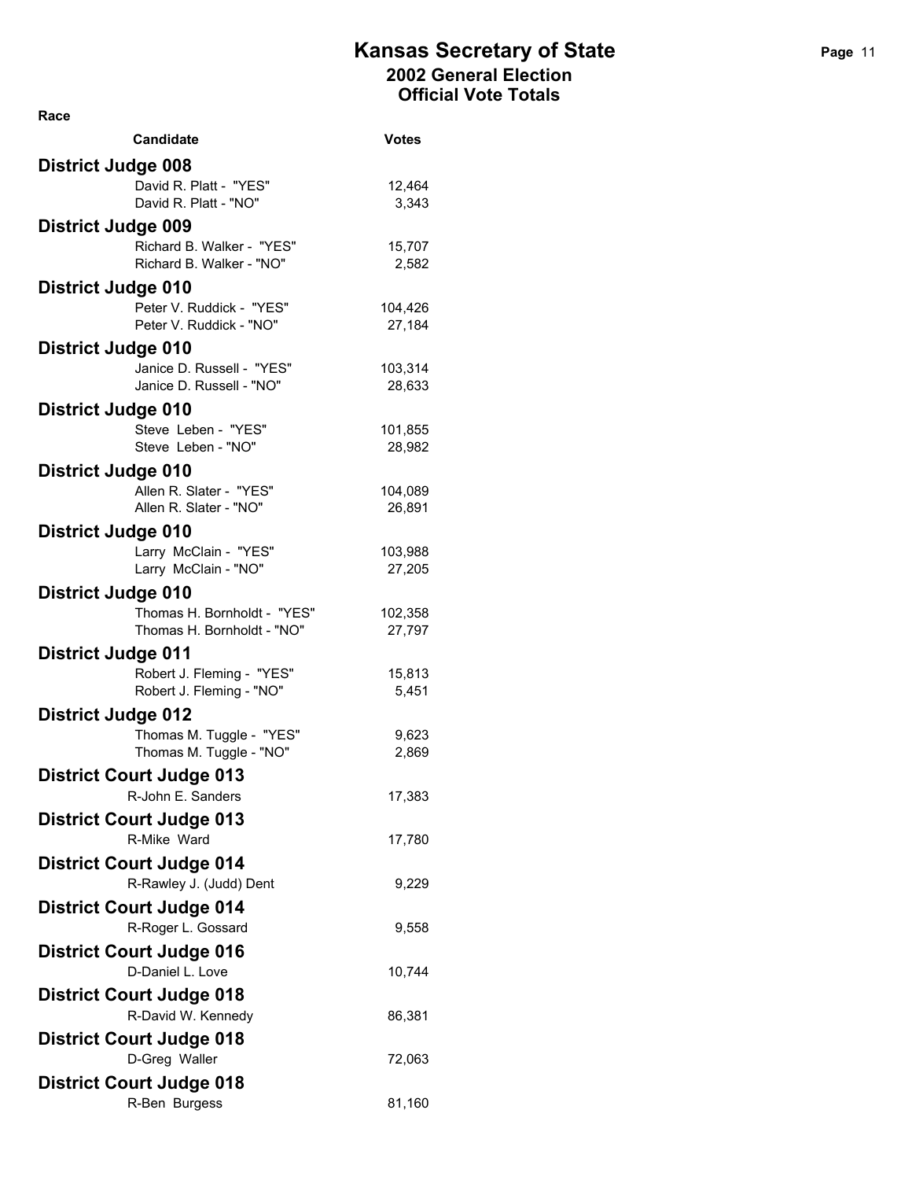# Kansas Secretary of State

## 2002 General Election
## Official Vote Totals

| Race / Candidate | Votes |
|---|---|
| **District Judge 008** | |
| David R. Platt - "YES" | 12,464 |
| David R. Platt - "NO" | 3,343 |
| **District Judge 009** | |
| Richard B. Walker - "YES" | 15,707 |
| Richard B. Walker - "NO" | 2,582 |
| **District Judge 010** | |
| Peter V. Ruddick - "YES" | 104,426 |
| Peter V. Ruddick - "NO" | 27,184 |
| **District Judge 010** | |
| Janice D. Russell - "YES" | 103,314 |
| Janice D. Russell - "NO" | 28,633 |
| **District Judge 010** | |
| Steve Leben - "YES" | 101,855 |
| Steve Leben - "NO" | 28,982 |
| **District Judge 010** | |
| Allen R. Slater - "YES" | 104,089 |
| Allen R. Slater - "NO" | 26,891 |
| **District Judge 010** | |
| Larry McClain - "YES" | 103,988 |
| Larry McClain - "NO" | 27,205 |
| **District Judge 010** | |
| Thomas H. Bornholdt - "YES" | 102,358 |
| Thomas H. Bornholdt - "NO" | 27,797 |
| **District Judge 011** | |
| Robert J. Fleming - "YES" | 15,813 |
| Robert J. Fleming - "NO" | 5,451 |
| **District Judge 012** | |
| Thomas M. Tuggle - "YES" | 9,623 |
| Thomas M. Tuggle - "NO" | 2,869 |
| **District Court Judge 013** | |
| R-John E. Sanders | 17,383 |
| **District Court Judge 013** | |
| R-Mike Ward | 17,780 |
| **District Court Judge 014** | |
| R-Rawley J. (Judd) Dent | 9,229 |
| **District Court Judge 014** | |
| R-Roger L. Gossard | 9,558 |
| **District Court Judge 016** | |
| D-Daniel L. Love | 10,744 |
| **District Court Judge 018** | |
| R-David W. Kennedy | 86,381 |
| **District Court Judge 018** | |
| D-Greg Waller | 72,063 |
| **District Court Judge 018** | |
| R-Ben Burgess | 81,160 |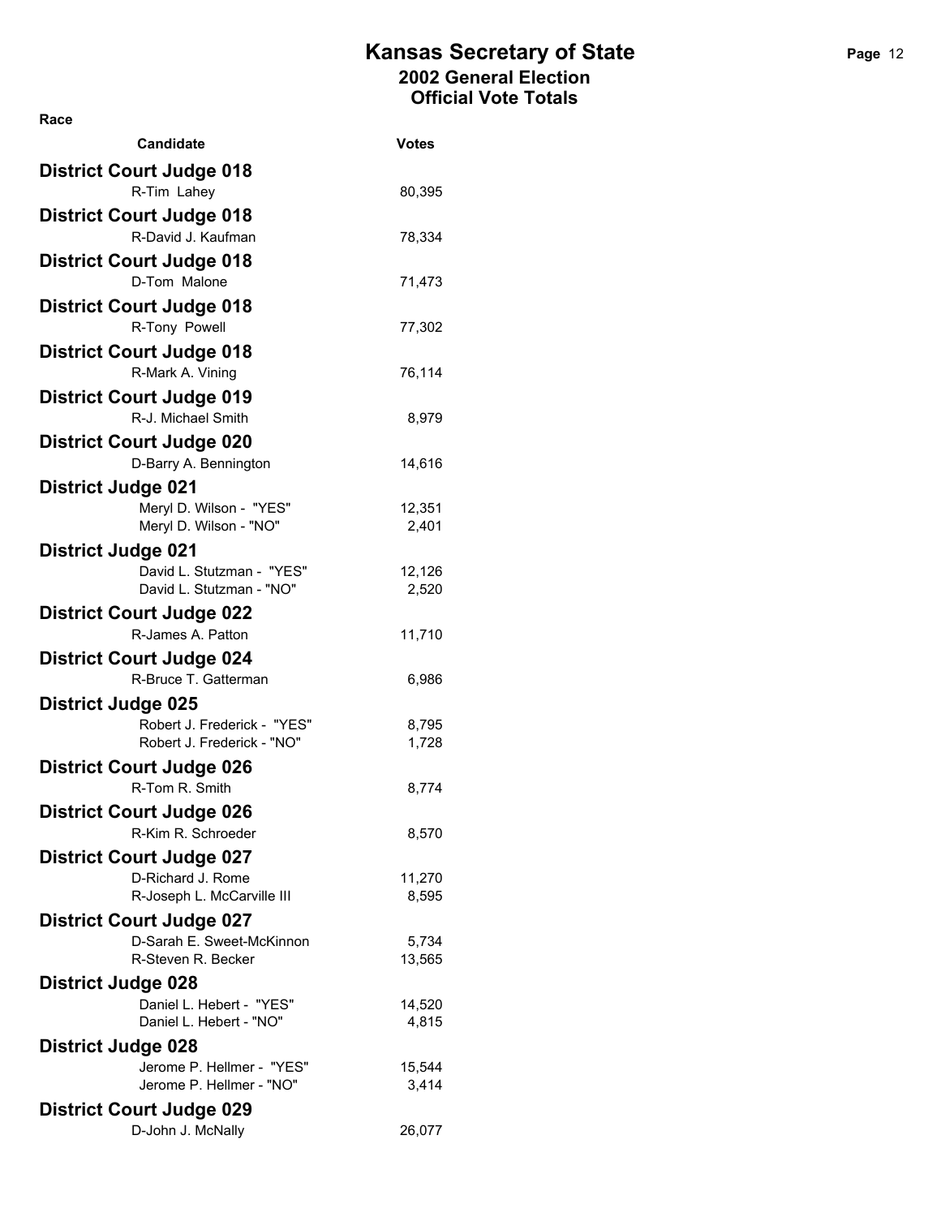# Kansas Secretary of State

## 2002 General Election
## Official Vote Totals

| Race / Candidate | Votes |
|---|---|
| **District Court Judge 018** | |
| R-Tim Lahey | 80,395 |
| **District Court Judge 018** | |
| R-David J. Kaufman | 78,334 |
| **District Court Judge 018** | |
| D-Tom Malone | 71,473 |
| **District Court Judge 018** | |
| R-Tony Powell | 77,302 |
| **District Court Judge 018** | |
| R-Mark A. Vining | 76,114 |
| **District Court Judge 019** | |
| R-J. Michael Smith | 8,979 |
| **District Court Judge 020** | |
| D-Barry A. Bennington | 14,616 |
| **District Judge 021** | |
| Meryl D. Wilson - "YES" | 12,351 |
| Meryl D. Wilson - "NO" | 2,401 |
| **District Judge 021** | |
| David L. Stutzman - "YES" | 12,126 |
| David L. Stutzman - "NO" | 2,520 |
| **District Court Judge 022** | |
| R-James A. Patton | 11,710 |
| **District Court Judge 024** | |
| R-Bruce T. Gatterman | 6,986 |
| **District Judge 025** | |
| Robert J. Frederick - "YES" | 8,795 |
| Robert J. Frederick - "NO" | 1,728 |
| **District Court Judge 026** | |
| R-Tom R. Smith | 8,774 |
| **District Court Judge 026** | |
| R-Kim R. Schroeder | 8,570 |
| **District Court Judge 027** | |
| D-Richard J. Rome | 11,270 |
| R-Joseph L. McCarville III | 8,595 |
| **District Court Judge 027** | |
| D-Sarah E. Sweet-McKinnon | 5,734 |
| R-Steven R. Becker | 13,565 |
| **District Judge 028** | |
| Daniel L. Hebert - "YES" | 14,520 |
| Daniel L. Hebert - "NO" | 4,815 |
| **District Judge 028** | |
| Jerome P. Hellmer - "YES" | 15,544 |
| Jerome P. Hellmer - "NO" | 3,414 |
| **District Court Judge 029** | |
| D-John J. McNally | 26,077 |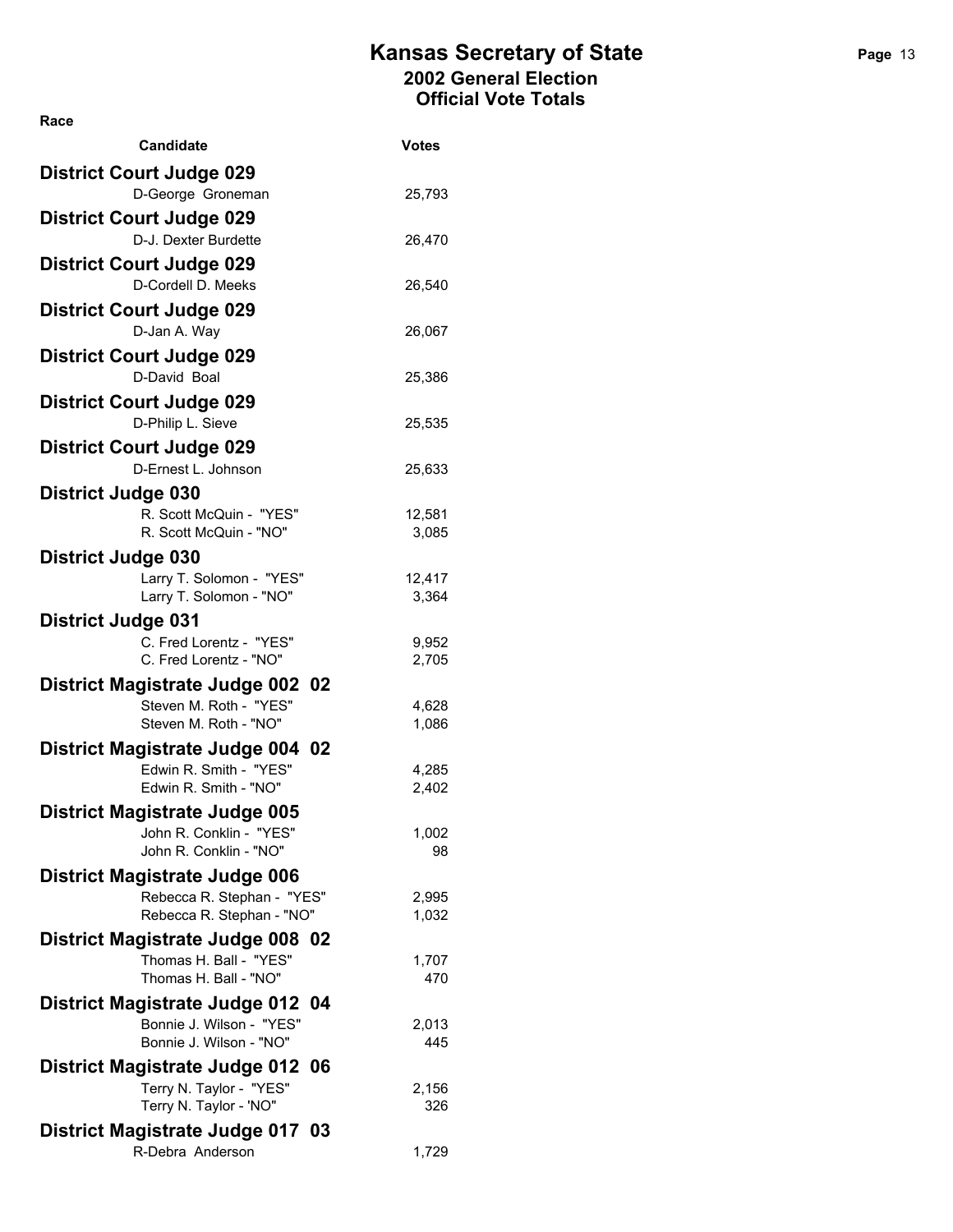# Kansas Secretary of State
## 2002 General Election
## Official Vote Totals

| Race / Candidate | Votes |
|---|---|
| **District Court Judge 029** | |
| D-George Groneman | 25,793 |
| **District Court Judge 029** | |
| D-J. Dexter Burdette | 26,470 |
| **District Court Judge 029** | |
| D-Cordell D. Meeks | 26,540 |
| **District Court Judge 029** | |
| D-Jan A. Way | 26,067 |
| **District Court Judge 029** | |
| D-David Boal | 25,386 |
| **District Court Judge 029** | |
| D-Philip L. Sieve | 25,535 |
| **District Court Judge 029** | |
| D-Ernest L. Johnson | 25,633 |
| **District Judge 030** | |
| R. Scott McQuin - "YES" | 12,581 |
| R. Scott McQuin - "NO" | 3,085 |
| **District Judge 030** | |
| Larry T. Solomon - "YES" | 12,417 |
| Larry T. Solomon - "NO" | 3,364 |
| **District Judge 031** | |
| C. Fred Lorentz - "YES" | 9,952 |
| C. Fred Lorentz - "NO" | 2,705 |
| **District Magistrate Judge 002 02** | |
| Steven M. Roth - "YES" | 4,628 |
| Steven M. Roth - "NO" | 1,086 |
| **District Magistrate Judge 004 02** | |
| Edwin R. Smith - "YES" | 4,285 |
| Edwin R. Smith - "NO" | 2,402 |
| **District Magistrate Judge 005** | |
| John R. Conklin - "YES" | 1,002 |
| John R. Conklin - "NO" | 98 |
| **District Magistrate Judge 006** | |
| Rebecca R. Stephan - "YES" | 2,995 |
| Rebecca R. Stephan - "NO" | 1,032 |
| **District Magistrate Judge 008 02** | |
| Thomas H. Ball - "YES" | 1,707 |
| Thomas H. Ball - "NO" | 470 |
| **District Magistrate Judge 012 04** | |
| Bonnie J. Wilson - "YES" | 2,013 |
| Bonnie J. Wilson - "NO" | 445 |
| **District Magistrate Judge 012 06** | |
| Terry N. Taylor - "YES" | 2,156 |
| Terry N. Taylor - 'NO" | 326 |
| **District Magistrate Judge 017 03** | |
| R-Debra Anderson | 1,729 |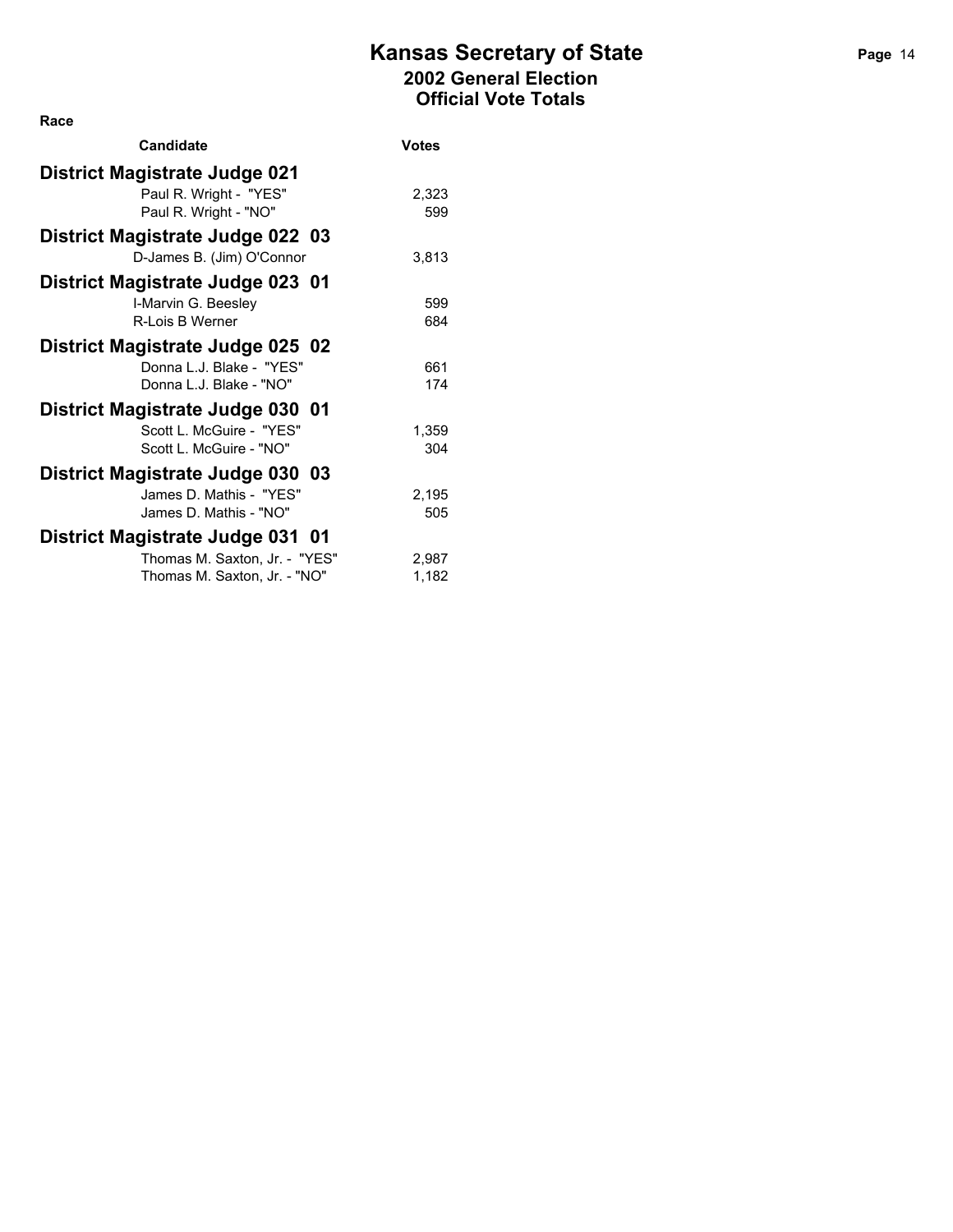# Kansas Secretary of State

## 2002 General Election
## Official Vote Totals

| Race / Candidate | Votes |
| --- | --- |
| **District Magistrate Judge 021** | |
| Paul R. Wright - "YES" | 2,323 |
| Paul R. Wright - "NO" | 599 |
| **District Magistrate Judge 022 03** | |
| D-James B. (Jim) O'Connor | 3,813 |
| **District Magistrate Judge 023 01** | |
| I-Marvin G. Beesley | 599 |
| R-Lois B Werner | 684 |
| **District Magistrate Judge 025 02** | |
| Donna L.J. Blake - "YES" | 661 |
| Donna L.J. Blake - "NO" | 174 |
| **District Magistrate Judge 030 01** | |
| Scott L. McGuire - "YES" | 1,359 |
| Scott L. McGuire - "NO" | 304 |
| **District Magistrate Judge 030 03** | |
| James D. Mathis - "YES" | 2,195 |
| James D. Mathis - "NO" | 505 |
| **District Magistrate Judge 031 01** | |
| Thomas M. Saxton, Jr. - "YES" | 2,987 |
| Thomas M. Saxton, Jr. - "NO" | 1,182 |